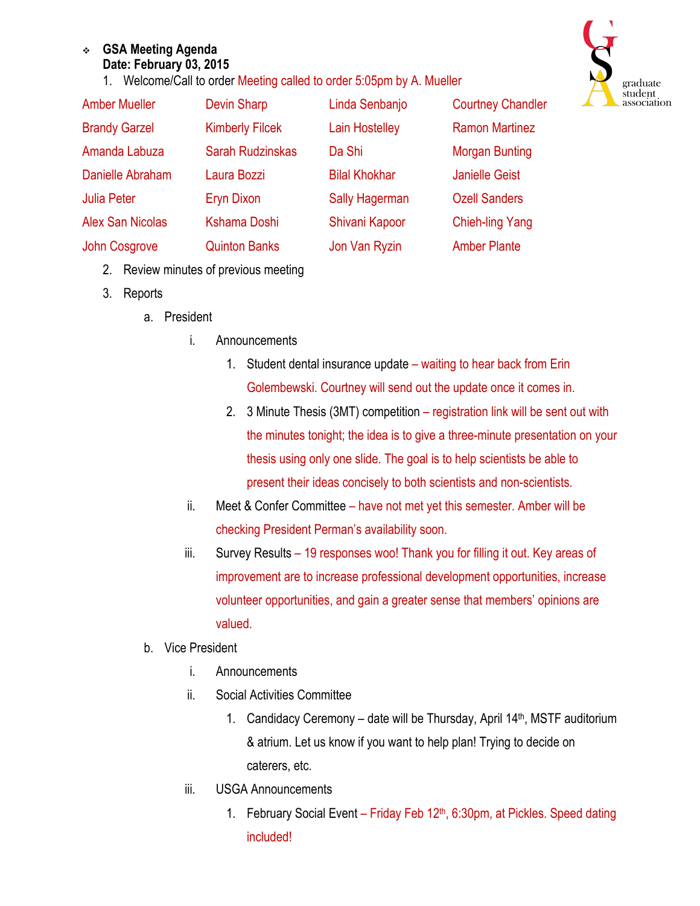- **GSA Meeting Agenda**
  **Date: February 03, 2015**

1. Welcome/Call to order Meeting called to order 5:05pm by A. Mueller

| | | | |
|---|---|---|---|
| Amber Mueller | Devin Sharp | Linda Senbanjo | Courtney Chandler |
| Brandy Garzel | Kimberly Filcek | Lain Hostelley | Ramon Martinez |
| Amanda Labuza | Sarah Rudzinskas | Da Shi | Morgan Bunting |
| Danielle Abraham | Laura Bozzi | Bilal Khokhar | Janielle Geist |
| Julia Peter | Eryn Dixon | Sally Hagerman | Ozell Sanders |
| Alex San Nicolas | Kshama Doshi | Shivani Kapoor | Chieh-ling Yang |
| John Cosgrove | Quinton Banks | Jon Van Ryzin | Amber Plante |

2. Review minutes of previous meeting
3. Reports
   a. President
      i. Announcements
         1. Student dental insurance update – waiting to hear back from Erin Golembewski. Courtney will send out the update once it comes in.
         2. 3 Minute Thesis (3MT) competition – registration link will be sent out with the minutes tonight; the idea is to give a three-minute presentation on your thesis using only one slide. The goal is to help scientists be able to present their ideas concisely to both scientists and non-scientists.
      ii. Meet & Confer Committee – have not met yet this semester. Amber will be checking President Perman's availability soon.
      iii. Survey Results – 19 responses woo! Thank you for filling it out. Key areas of improvement are to increase professional development opportunities, increase volunteer opportunities, and gain a greater sense that members' opinions are valued.
   b. Vice President
      i. Announcements
      ii. Social Activities Committee
         1. Candidacy Ceremony – date will be Thursday, April 14th, MSTF auditorium & atrium. Let us know if you want to help plan! Trying to decide on caterers, etc.
      iii. USGA Announcements
         1. February Social Event – Friday Feb 12th, 6:30pm, at Pickles. Speed dating included!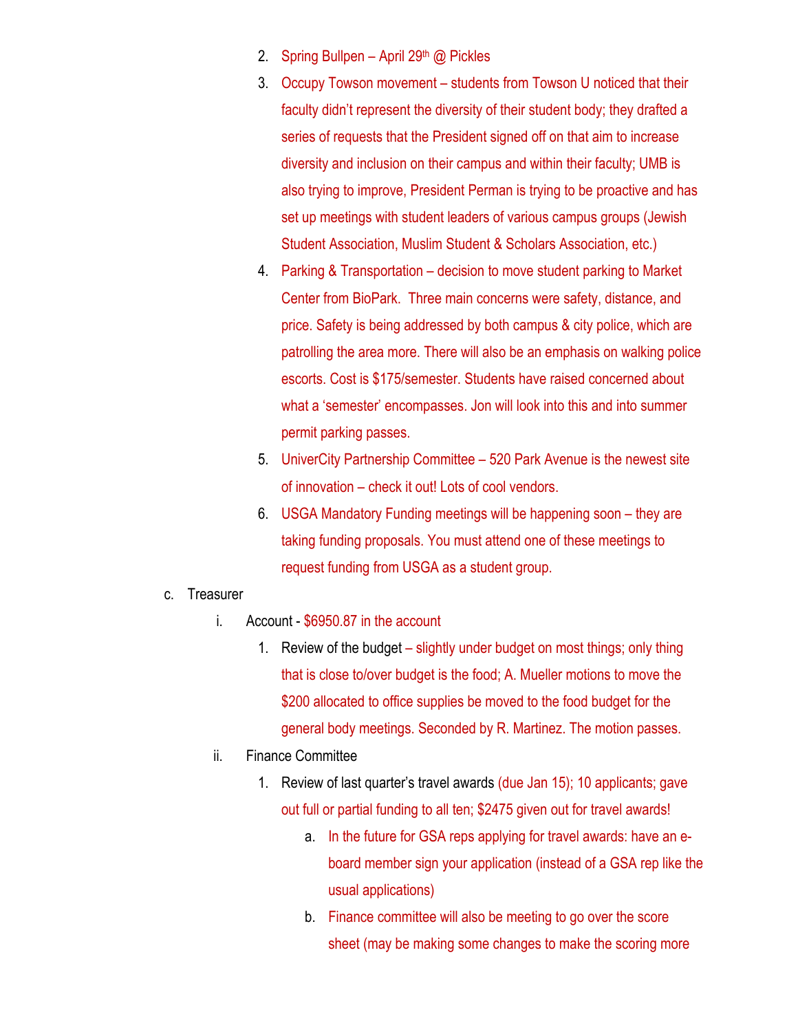2. Spring Bullpen – April 29th @ Pickles
3. Occupy Towson movement – students from Towson U noticed that their faculty didn't represent the diversity of their student body; they drafted a series of requests that the President signed off on that aim to increase diversity and inclusion on their campus and within their faculty; UMB is also trying to improve, President Perman is trying to be proactive and has set up meetings with student leaders of various campus groups (Jewish Student Association, Muslim Student & Scholars Association, etc.)
4. Parking & Transportation – decision to move student parking to Market Center from BioPark. Three main concerns were safety, distance, and price. Safety is being addressed by both campus & city police, which are patrolling the area more. There will also be an emphasis on walking police escorts. Cost is $175/semester. Students have raised concerned about what a 'semester' encompasses. Jon will look into this and into summer permit parking passes.
5. UniverCity Partnership Committee – 520 Park Avenue is the newest site of innovation – check it out! Lots of cool vendors.
6. USGA Mandatory Funding meetings will be happening soon – they are taking funding proposals. You must attend one of these meetings to request funding from USGA as a student group.

c. Treasurer
   i. Account - $6950.87 in the account
      1. Review of the budget – slightly under budget on most things; only thing that is close to/over budget is the food; A. Mueller motions to move the $200 allocated to office supplies be moved to the food budget for the general body meetings. Seconded by R. Martinez. The motion passes.
   ii. Finance Committee
      1. Review of last quarter's travel awards (due Jan 15); 10 applicants; gave out full or partial funding to all ten; $2475 given out for travel awards!
         a. In the future for GSA reps applying for travel awards: have an e-board member sign your application (instead of a GSA rep like the usual applications)
         b. Finance committee will also be meeting to go over the score sheet (may be making some changes to make the scoring more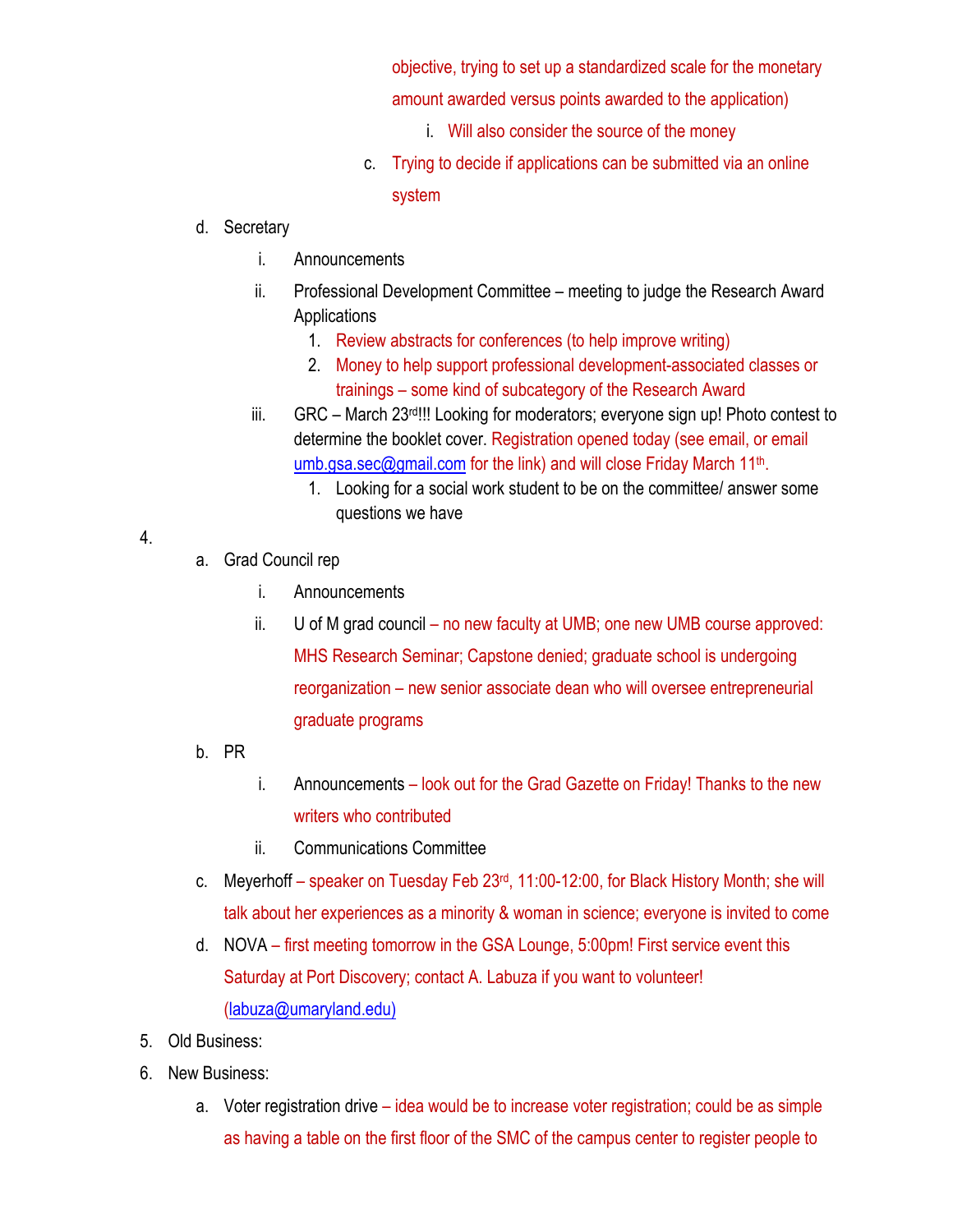objective, trying to set up a standardized scale for the monetary amount awarded versus points awarded to the application)

            i. Will also consider the source of the money

        c. Trying to decide if applications can be submitted via an online system

   d. Secretary

      i. Announcements

      ii. Professional Development Committee – meeting to judge the Research Award Applications

         1. Review abstracts for conferences (to help improve writing)
         2. Money to help support professional development-associated classes or trainings – some kind of subcategory of the Research Award

      iii. GRC – March 23rd!!! Looking for moderators; everyone sign up! Photo contest to determine the booklet cover. Registration opened today (see email, or email umb.gsa.sec@gmail.com for the link) and will close Friday March 11th.

         1. Looking for a social work student to be on the committee/ answer some questions we have

4.

   a. Grad Council rep

      i. Announcements

      ii. U of M grad council – no new faculty at UMB; one new UMB course approved: MHS Research Seminar; Capstone denied; graduate school is undergoing reorganization – new senior associate dean who will oversee entrepreneurial graduate programs

   b. PR

      i. Announcements – look out for the Grad Gazette on Friday! Thanks to the new writers who contributed

      ii. Communications Committee

   c. Meyerhoff – speaker on Tuesday Feb 23rd, 11:00-12:00, for Black History Month; she will talk about her experiences as a minority & woman in science; everyone is invited to come

   d. NOVA – first meeting tomorrow in the GSA Lounge, 5:00pm! First service event this Saturday at Port Discovery; contact A. Labuza if you want to volunteer! (labuza@umaryland.edu)

5. Old Business:

6. New Business:

   a. Voter registration drive – idea would be to increase voter registration; could be as simple as having a table on the first floor of the SMC of the campus center to register people to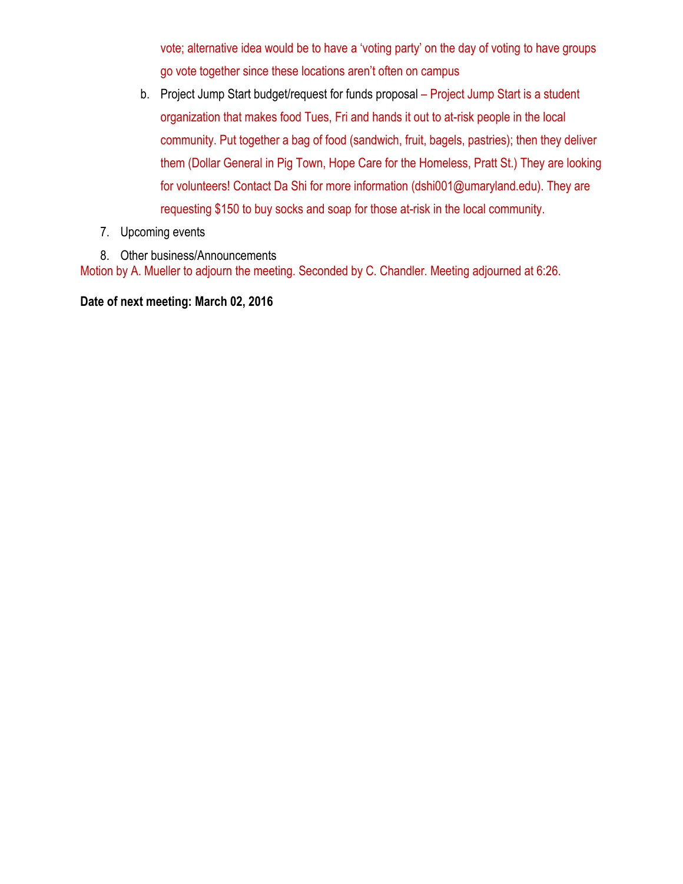vote; alternative idea would be to have a 'voting party' on the day of voting to have groups go vote together since these locations aren't often on campus

   b. Project Jump Start budget/request for funds proposal – Project Jump Start is a student organization that makes food Tues, Fri and hands it out to at-risk people in the local community. Put together a bag of food (sandwich, fruit, bagels, pastries); then they deliver them (Dollar General in Pig Town, Hope Care for the Homeless, Pratt St.) They are looking for volunteers! Contact Da Shi for more information (dshi001@umaryland.edu). They are requesting $150 to buy socks and soap for those at-risk in the local community.

7. Upcoming events
8. Other business/Announcements

Motion by A. Mueller to adjourn the meeting. Seconded by C. Chandler. Meeting adjourned at 6:26.

**Date of next meeting: March 02, 2016**